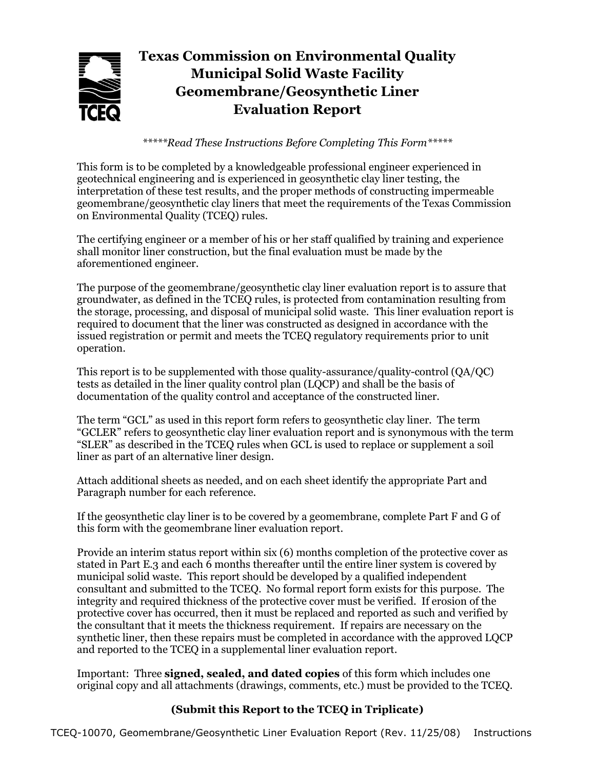# Texas Commission on Environmental Quality
# Municipal Solid Waste Facility
# Geomembrane/Geosynthetic Liner
# Evaluation Report

*\*\*\*\*\*Read These Instructions Before Completing This Form\*\*\*\*\**

This form is to be completed by a knowledgeable professional engineer experienced in geotechnical engineering and is experienced in geosynthetic clay liner testing, the interpretation of these test results, and the proper methods of constructing impermeable geomembrane/geosynthetic clay liners that meet the requirements of the Texas Commission on Environmental Quality (TCEQ) rules.

The certifying engineer or a member of his or her staff qualified by training and experience shall monitor liner construction, but the final evaluation must be made by the aforementioned engineer.

The purpose of the geomembrane/geosynthetic clay liner evaluation report is to assure that groundwater, as defined in the TCEQ rules, is protected from contamination resulting from the storage, processing, and disposal of municipal solid waste. This liner evaluation report is required to document that the liner was constructed as designed in accordance with the issued registration or permit and meets the TCEQ regulatory requirements prior to unit operation.

This report is to be supplemented with those quality-assurance/quality-control (QA/QC) tests as detailed in the liner quality control plan (LQCP) and shall be the basis of documentation of the quality control and acceptance of the constructed liner.

The term "GCL" as used in this report form refers to geosynthetic clay liner. The term "GCLER" refers to geosynthetic clay liner evaluation report and is synonymous with the term "SLER" as described in the TCEQ rules when GCL is used to replace or supplement a soil liner as part of an alternative liner design.

Attach additional sheets as needed, and on each sheet identify the appropriate Part and Paragraph number for each reference.

If the geosynthetic clay liner is to be covered by a geomembrane, complete Part F and G of this form with the geomembrane liner evaluation report.

Provide an interim status report within six (6) months completion of the protective cover as stated in Part E.3 and each 6 months thereafter until the entire liner system is covered by municipal solid waste. This report should be developed by a qualified independent consultant and submitted to the TCEQ. No formal report form exists for this purpose. The integrity and required thickness of the protective cover must be verified. If erosion of the protective cover has occurred, then it must be replaced and reported as such and verified by the consultant that it meets the thickness requirement. If repairs are necessary on the synthetic liner, then these repairs must be completed in accordance with the approved LQCP and reported to the TCEQ in a supplemental liner evaluation report.

Important: Three **signed, sealed, and dated copies** of this form which includes one original copy and all attachments (drawings, comments, etc.) must be provided to the TCEQ.

**(Submit this Report to the TCEQ in Triplicate)**

TCEQ-10070, Geomembrane/Geosynthetic Liner Evaluation Report (Rev. 11/25/08) Instructions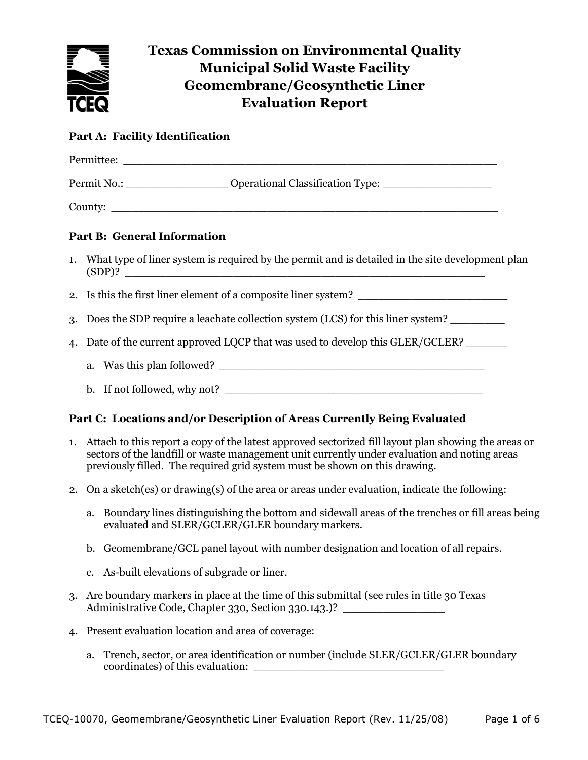# Texas Commission on Environmental Quality
# Municipal Solid Waste Facility
# Geomembrane/Geosynthetic Liner
# Evaluation Report

**Part A: Facility Identification**

Permittee: ______________________________________________________

Permit No.: _______________ Operational Classification Type: ________________

County: __________________________________________________________

**Part B: General Information**

1. What type of liner system is required by the permit and is detailed in the site development plan (SDP)? ____________________________________________________
2. Is this the first liner element of a composite liner system? ______________________
3. Does the SDP require a leachate collection system (LCS) for this liner system? ________
4. Date of the current approved LQCP that was used to develop this GLER/GCLER? ______
   a. Was this plan followed? ________________________________________
   b. If not followed, why not? _______________________________________

**Part C: Locations and/or Description of Areas Currently Being Evaluated**

1. Attach to this report a copy of the latest approved sectorized fill layout plan showing the areas or sectors of the landfill or waste management unit currently under evaluation and noting areas previously filled. The required grid system must be shown on this drawing.
2. On a sketch(es) or drawing(s) of the area or areas under evaluation, indicate the following:
   a. Boundary lines distinguishing the bottom and sidewall areas of the trenches or fill areas being evaluated and SLER/GCLER/GLER boundary markers.
   b. Geomembrane/GCL panel layout with number designation and location of all repairs.
   c. As-built elevations of subgrade or liner.
3. Are boundary markers in place at the time of this submittal (see rules in title 30 Texas Administrative Code, Chapter 330, Section 330.143.)? _______________
4. Present evaluation location and area of coverage:
   a. Trench, sector, or area identification or number (include SLER/GCLER/GLER boundary coordinates) of this evaluation: ____________________________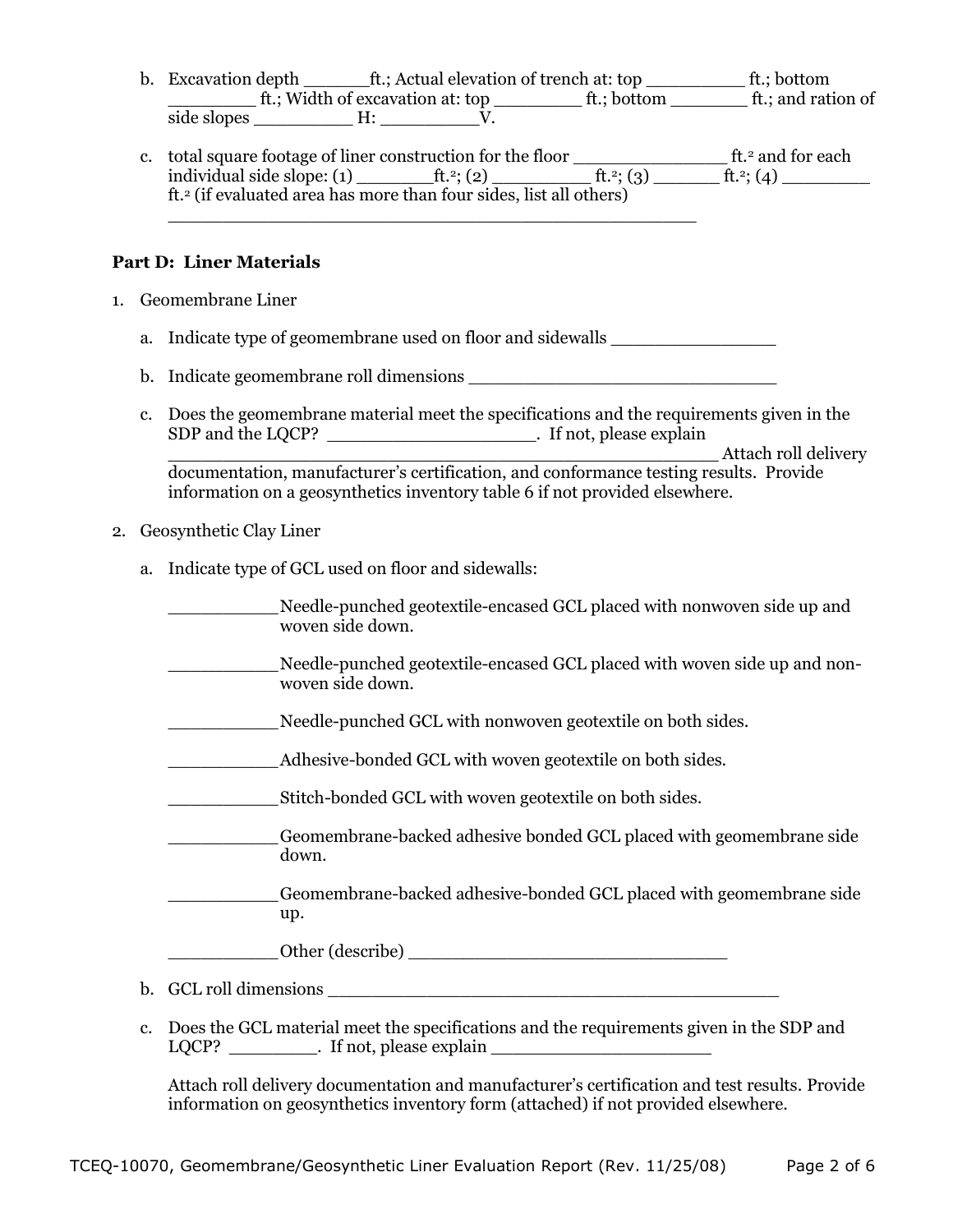b. Excavation depth ______ft.; Actual elevation of trench at: top _________ ft.; bottom ________ ft.; Width of excavation at: top ________ ft.; bottom _______ ft.; and ration of side slopes _________ H: _________V.

c. total square footage of liner construction for the floor ______________ ft.$^2$ and for each individual side slope: (1) _______ft.$^2$; (2) _________ ft.$^2$; (3) ______ ft.$^2$; (4) ________ ft.$^2$ (if evaluated area has more than four sides, list all others) _________________________________________________

**Part D: Liner Materials**

1. Geomembrane Liner

   a. Indicate type of geomembrane used on floor and sidewalls _______________

   b. Indicate geomembrane roll dimensions ____________________________

   c. Does the geomembrane material meet the specifications and the requirements given in the SDP and the LQCP? ___________________. If not, please explain __________________________________________________ Attach roll delivery documentation, manufacturer's certification, and conformance testing results. Provide information on a geosynthetics inventory table 6 if not provided elsewhere.

2. Geosynthetic Clay Liner

   a. Indicate type of GCL used on floor and sidewalls:

      __________Needle-punched geotextile-encased GCL placed with nonwoven side up and woven side down.

      __________Needle-punched geotextile-encased GCL placed with woven side up and non-woven side down.

      __________Needle-punched GCL with nonwoven geotextile on both sides.

      __________Adhesive-bonded GCL with woven geotextile on both sides.

      __________Stitch-bonded GCL with woven geotextile on both sides.

      __________Geomembrane-backed adhesive bonded GCL placed with geomembrane side down.

      __________Geomembrane-backed adhesive-bonded GCL placed with geomembrane side up.

      __________Other (describe) _____________________________

   b. GCL roll dimensions __________________________________________

   c. Does the GCL material meet the specifications and the requirements given in the SDP and LQCP? ________. If not, please explain ____________________

      Attach roll delivery documentation and manufacturer's certification and test results. Provide information on geosynthetics inventory form (attached) if not provided elsewhere.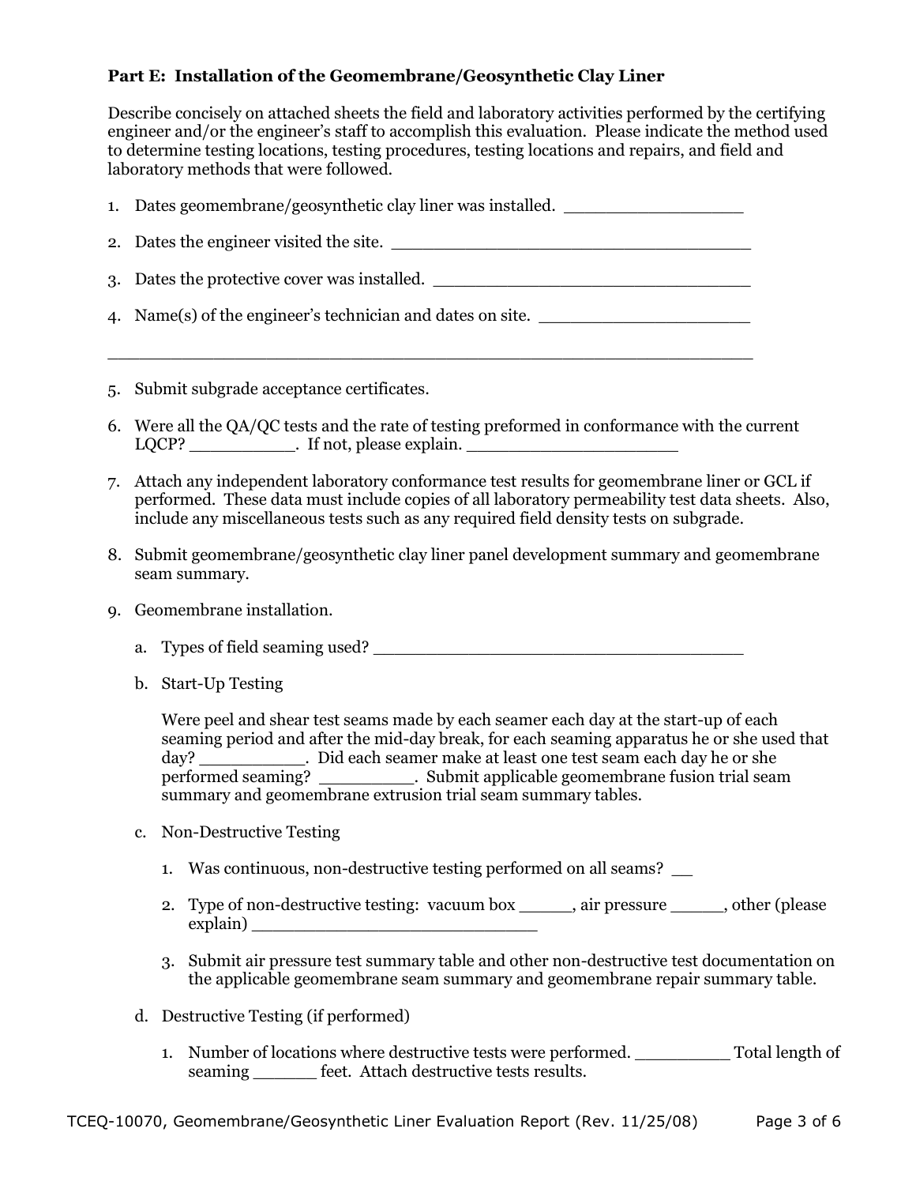**Part E: Installation of the Geomembrane/Geosynthetic Clay Liner**

Describe concisely on attached sheets the field and laboratory activities performed by the certifying engineer and/or the engineer's staff to accomplish this evaluation. Please indicate the method used to determine testing locations, testing procedures, testing locations and repairs, and field and laboratory methods that were followed.

1. Dates geomembrane/geosynthetic clay liner was installed. ________________

2. Dates the engineer visited the site. __________________________________

3. Dates the protective cover was installed. ______________________________

4. Name(s) of the engineer's technician and dates on site. ____________________

   ____________________________________________________________

5. Submit subgrade acceptance certificates.

6. Were all the QA/QC tests and the rate of testing preformed in conformance with the current LQCP? __________. If not, please explain. ____________________

7. Attach any independent laboratory conformance test results for geomembrane liner or GCL if performed. These data must include copies of all laboratory permeability test data sheets. Also, include any miscellaneous tests such as any required field density tests on subgrade.

8. Submit geomembrane/geosynthetic clay liner panel development summary and geomembrane seam summary.

9. Geomembrane installation.

   a. Types of field seaming used? __________________________________

   b. Start-Up Testing

      Were peel and shear test seams made by each seamer each day at the start-up of each seaming period and after the mid-day break, for each seaming apparatus he or she used that day? __________. Did each seamer make at least one test seam each day he or she performed seaming? _________. Submit applicable geomembrane fusion trial seam summary and geomembrane extrusion trial seam summary tables.

   c. Non-Destructive Testing

      1. Was continuous, non-destructive testing performed on all seams? __

      2. Type of non-destructive testing: vacuum box _____, air pressure _____, other (please explain) ___________________________

      3. Submit air pressure test summary table and other non-destructive test documentation on the applicable geomembrane seam summary and geomembrane repair summary table.

   d. Destructive Testing (if performed)

      1. Number of locations where destructive tests were performed. _________ Total length of seaming ______ feet. Attach destructive tests results.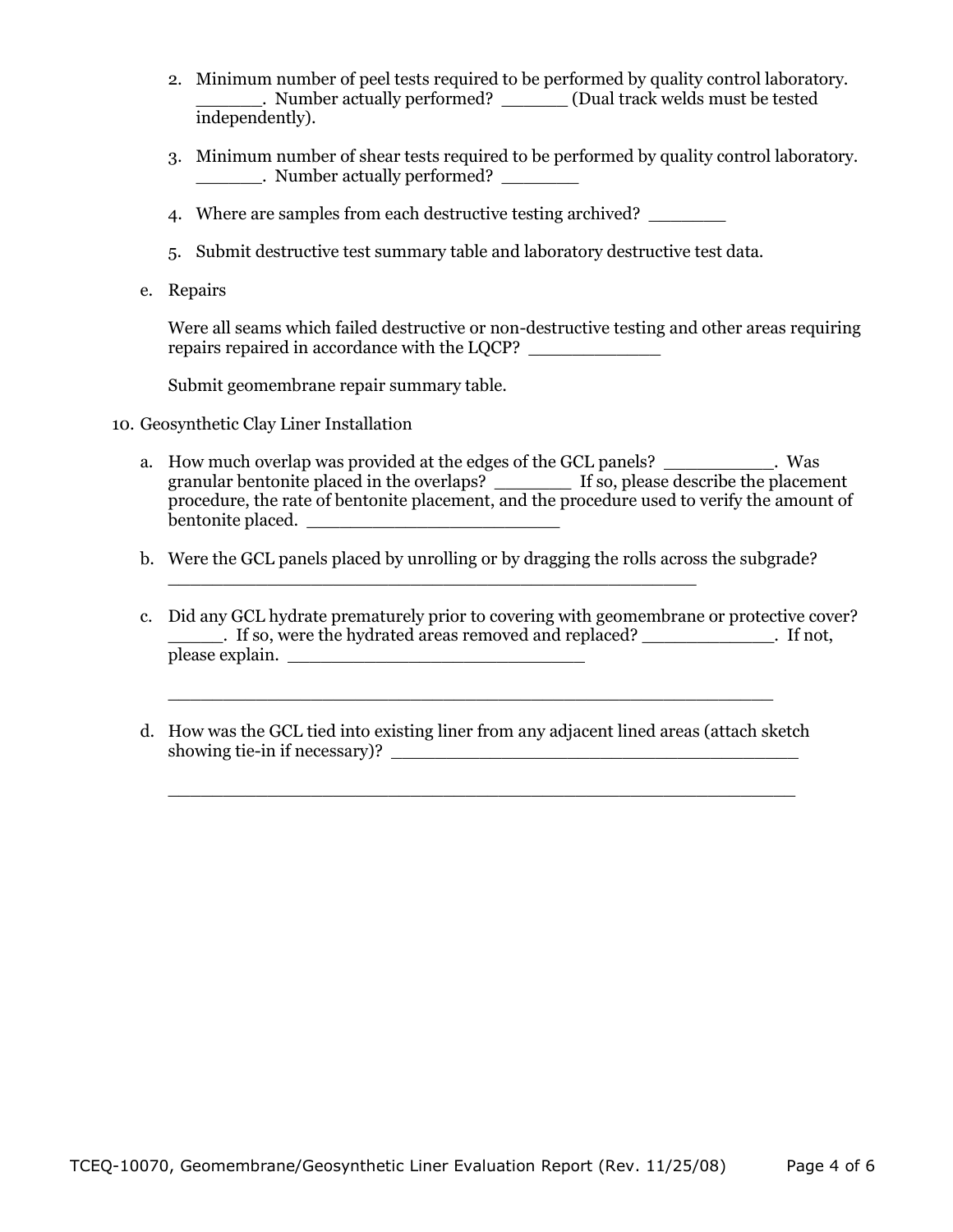2. Minimum number of peel tests required to be performed by quality control laboratory. ______. Number actually performed? ______ (Dual track welds must be tested independently).

3. Minimum number of shear tests required to be performed by quality control laboratory. ______. Number actually performed? _______

4. Where are samples from each destructive testing archived? _______

5. Submit destructive test summary table and laboratory destructive test data.

e. Repairs

Were all seams which failed destructive or non-destructive testing and other areas requiring repairs repaired in accordance with the LQCP? ____________

Submit geomembrane repair summary table.

10. Geosynthetic Clay Liner Installation

a. How much overlap was provided at the edges of the GCL panels? __________. Was granular bentonite placed in the overlaps? _______ If so, please describe the placement procedure, the rate of bentonite placement, and the procedure used to verify the amount of bentonite placed. _______________________

b. Were the GCL panels placed by unrolling or by dragging the rolls across the subgrade? ___________________________________________________

c. Did any GCL hydrate prematurely prior to covering with geomembrane or protective cover? _____. If so, were the hydrated areas removed and replaced? ____________. If not, please explain. ___________________________

_________________________________________________________

d. How was the GCL tied into existing liner from any adjacent lined areas (attach sketch showing tie-in if necessary)? _______________________________________

___________________________________________________________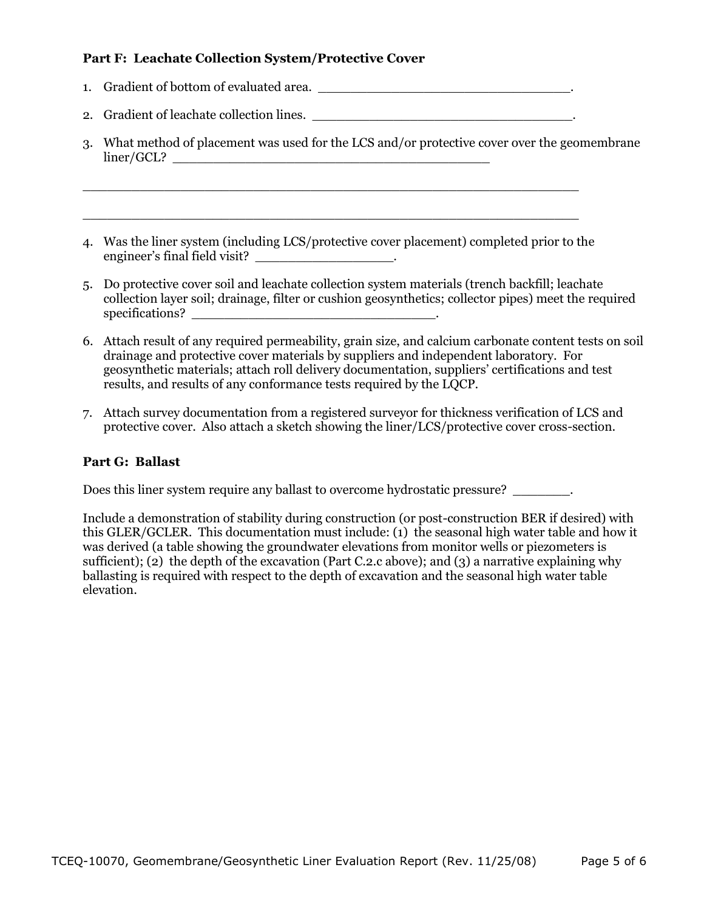### Part F: Leachate Collection System/Protective Cover

1. Gradient of bottom of evaluated area. ______________________________.

2. Gradient of leachate collection lines. _______________________________.

3. What method of placement was used for the LCS and/or protective cover over the geomembrane liner/GCL? ______________________________________

   ____________________________________________________________

   ____________________________________________________________

4. Was the liner system (including LCS/protective cover placement) completed prior to the engineer's final field visit? ________________.

5. Do protective cover soil and leachate collection system materials (trench backfill; leachate collection layer soil; drainage, filter or cushion geosynthetics; collector pipes) meet the required specifications? _____________________________.

6. Attach result of any required permeability, grain size, and calcium carbonate content tests on soil drainage and protective cover materials by suppliers and independent laboratory. For geosynthetic materials; attach roll delivery documentation, suppliers' certifications and test results, and results of any conformance tests required by the LQCP.

7. Attach survey documentation from a registered surveyor for thickness verification of LCS and protective cover. Also attach a sketch showing the liner/LCS/protective cover cross-section.

### Part G: Ballast

Does this liner system require any ballast to overcome hydrostatic pressure? _______.

Include a demonstration of stability during construction (or post-construction BER if desired) with this GLER/GCLER. This documentation must include: (1) the seasonal high water table and how it was derived (a table showing the groundwater elevations from monitor wells or piezometers is sufficient); (2) the depth of the excavation (Part C.2.c above); and (3) a narrative explaining why ballasting is required with respect to the depth of excavation and the seasonal high water table elevation.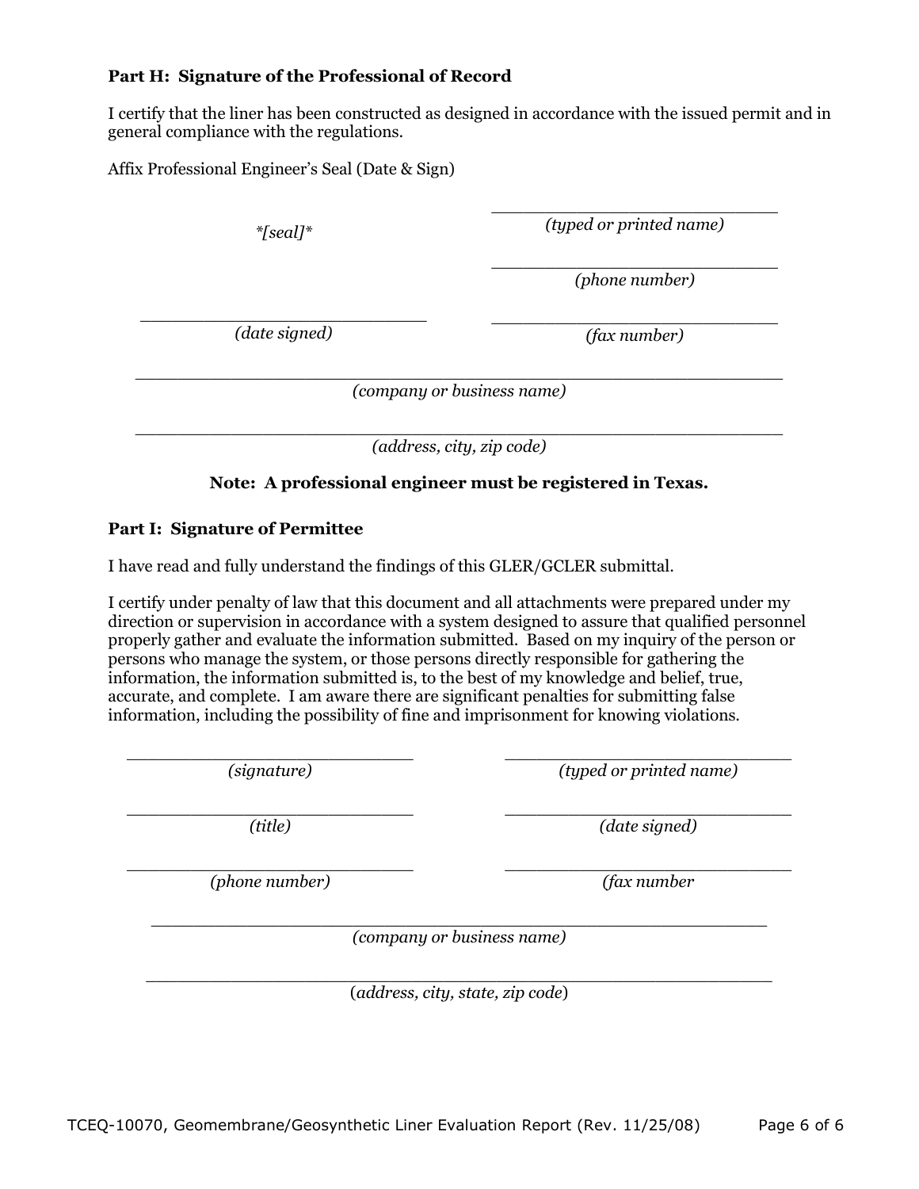**Part H: Signature of the Professional of Record**

I certify that the liner has been constructed as designed in accordance with the issued permit and in general compliance with the regulations.

Affix Professional Engineer's Seal (Date & Sign)

*[seal]*

\_\_\_\_\_\_\_\_\_\_\_\_\_\_\_\_\_\_\_\_\_\_\_\_\_\_\_\_
*(typed or printed name)*

\_\_\_\_\_\_\_\_\_\_\_\_\_\_\_\_\_\_\_\_\_\_\_\_\_\_\_\_
*(phone number)*

\_\_\_\_\_\_\_\_\_\_\_\_\_\_\_\_\_\_\_\_\_\_\_\_\_\_\_\_
*(date signed)*

\_\_\_\_\_\_\_\_\_\_\_\_\_\_\_\_\_\_\_\_\_\_\_\_\_\_\_\_
*(fax number)*

\_\_\_\_\_\_\_\_\_\_\_\_\_\_\_\_\_\_\_\_\_\_\_\_\_\_\_\_\_\_\_\_\_\_\_\_\_\_\_\_\_\_\_\_\_\_\_\_\_\_\_\_\_\_\_\_
*(company or business name)*

\_\_\_\_\_\_\_\_\_\_\_\_\_\_\_\_\_\_\_\_\_\_\_\_\_\_\_\_\_\_\_\_\_\_\_\_\_\_\_\_\_\_\_\_\_\_\_\_\_\_\_\_\_\_\_\_
*(address, city, zip code)*

**Note: A professional engineer must be registered in Texas.**

**Part I: Signature of Permittee**

I have read and fully understand the findings of this GLER/GCLER submittal.

I certify under penalty of law that this document and all attachments were prepared under my direction or supervision in accordance with a system designed to assure that qualified personnel properly gather and evaluate the information submitted. Based on my inquiry of the person or persons who manage the system, or those persons directly responsible for gathering the information, the information submitted is, to the best of my knowledge and belief, true, accurate, and complete. I am aware there are significant penalties for submitting false information, including the possibility of fine and imprisonment for knowing violations.

\_\_\_\_\_\_\_\_\_\_\_\_\_\_\_\_\_\_\_\_\_\_\_\_\_\_\_\_
*(signature)*

\_\_\_\_\_\_\_\_\_\_\_\_\_\_\_\_\_\_\_\_\_\_\_\_\_\_\_\_
*(typed or printed name)*

\_\_\_\_\_\_\_\_\_\_\_\_\_\_\_\_\_\_\_\_\_\_\_\_\_\_\_\_
*(title)*

\_\_\_\_\_\_\_\_\_\_\_\_\_\_\_\_\_\_\_\_\_\_\_\_\_\_\_\_
*(date signed)*

\_\_\_\_\_\_\_\_\_\_\_\_\_\_\_\_\_\_\_\_\_\_\_\_\_\_\_\_
*(phone number)*

\_\_\_\_\_\_\_\_\_\_\_\_\_\_\_\_\_\_\_\_\_\_\_\_\_\_\_\_
*(fax number*

\_\_\_\_\_\_\_\_\_\_\_\_\_\_\_\_\_\_\_\_\_\_\_\_\_\_\_\_\_\_\_\_\_\_\_\_\_\_\_\_\_\_\_\_\_\_\_\_\_\_\_\_\_\_\_\_
*(company or business name)*

\_\_\_\_\_\_\_\_\_\_\_\_\_\_\_\_\_\_\_\_\_\_\_\_\_\_\_\_\_\_\_\_\_\_\_\_\_\_\_\_\_\_\_\_\_\_\_\_\_\_\_\_\_\_\_\_
(*address, city, state, zip code*)